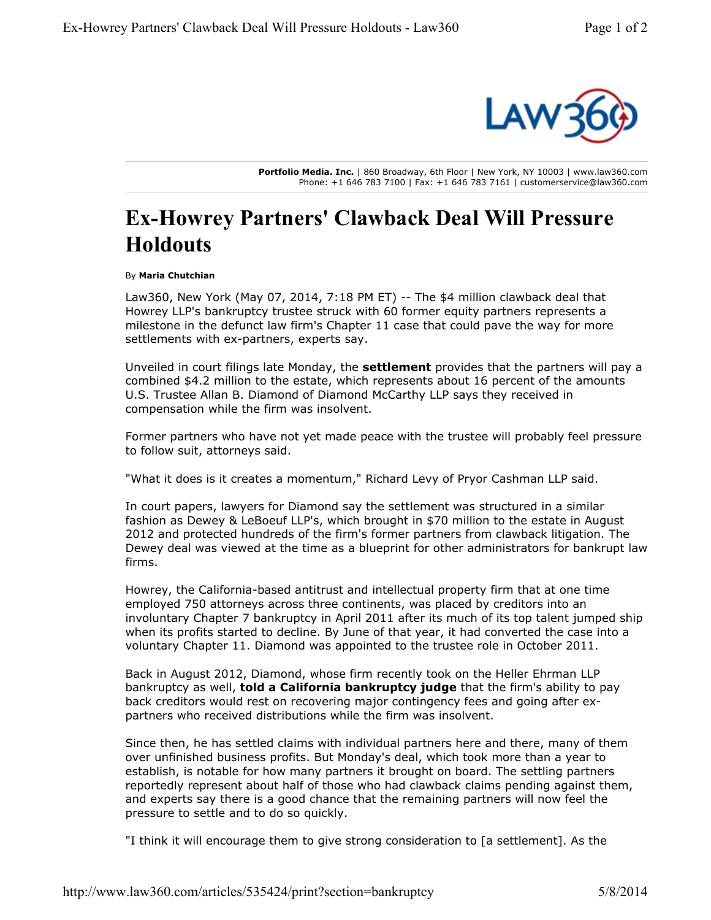**Portfolio Media. Inc.** | 860 Broadway, 6th Floor | New York, NY 10003 | www.law360.com
Phone: +1 646 783 7100 | Fax: +1 646 783 7161 | customerservice@law360.com

# Ex-Howrey Partners' Clawback Deal Will Pressure Holdouts

By **Maria Chutchian**

Law360, New York (May 07, 2014, 7:18 PM ET) -- The $4 million clawback deal that Howrey LLP's bankruptcy trustee struck with 60 former equity partners represents a milestone in the defunct law firm's Chapter 11 case that could pave the way for more settlements with ex-partners, experts say.

Unveiled in court filings late Monday, the **settlement** provides that the partners will pay a combined $4.2 million to the estate, which represents about 16 percent of the amounts U.S. Trustee Allan B. Diamond of Diamond McCarthy LLP says they received in compensation while the firm was insolvent.

Former partners who have not yet made peace with the trustee will probably feel pressure to follow suit, attorneys said.

"What it does is it creates a momentum," Richard Levy of Pryor Cashman LLP said.

In court papers, lawyers for Diamond say the settlement was structured in a similar fashion as Dewey & LeBoeuf LLP's, which brought in $70 million to the estate in August 2012 and protected hundreds of the firm's former partners from clawback litigation. The Dewey deal was viewed at the time as a blueprint for other administrators for bankrupt law firms.

Howrey, the California-based antitrust and intellectual property firm that at one time employed 750 attorneys across three continents, was placed by creditors into an involuntary Chapter 7 bankruptcy in April 2011 after its much of its top talent jumped ship when its profits started to decline. By June of that year, it had converted the case into a voluntary Chapter 11. Diamond was appointed to the trustee role in October 2011.

Back in August 2012, Diamond, whose firm recently took on the Heller Ehrman LLP bankruptcy as well, **told a California bankruptcy judge** that the firm's ability to pay back creditors would rest on recovering major contingency fees and going after ex-partners who received distributions while the firm was insolvent.

Since then, he has settled claims with individual partners here and there, many of them over unfinished business profits. But Monday's deal, which took more than a year to establish, is notable for how many partners it brought on board. The settling partners reportedly represent about half of those who had clawback claims pending against them, and experts say there is a good chance that the remaining partners will now feel the pressure to settle and to do so quickly.

"I think it will encourage them to give strong consideration to [a settlement]. As the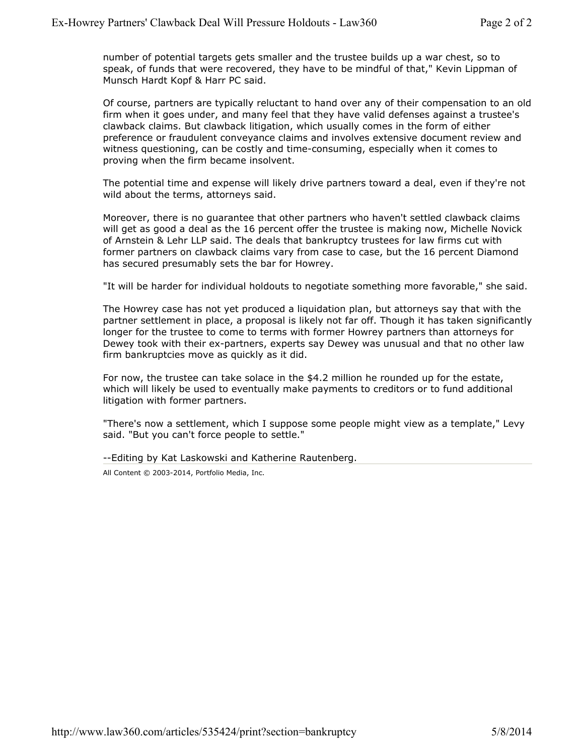number of potential targets gets smaller and the trustee builds up a war chest, so to speak, of funds that were recovered, they have to be mindful of that," Kevin Lippman of Munsch Hardt Kopf & Harr PC said.

Of course, partners are typically reluctant to hand over any of their compensation to an old firm when it goes under, and many feel that they have valid defenses against a trustee's clawback claims. But clawback litigation, which usually comes in the form of either preference or fraudulent conveyance claims and involves extensive document review and witness questioning, can be costly and time-consuming, especially when it comes to proving when the firm became insolvent.

The potential time and expense will likely drive partners toward a deal, even if they're not wild about the terms, attorneys said.

Moreover, there is no guarantee that other partners who haven't settled clawback claims will get as good a deal as the 16 percent offer the trustee is making now, Michelle Novick of Arnstein & Lehr LLP said. The deals that bankruptcy trustees for law firms cut with former partners on clawback claims vary from case to case, but the 16 percent Diamond has secured presumably sets the bar for Howrey.

"It will be harder for individual holdouts to negotiate something more favorable," she said.

The Howrey case has not yet produced a liquidation plan, but attorneys say that with the partner settlement in place, a proposal is likely not far off. Though it has taken significantly longer for the trustee to come to terms with former Howrey partners than attorneys for Dewey took with their ex-partners, experts say Dewey was unusual and that no other law firm bankruptcies move as quickly as it did.

For now, the trustee can take solace in the $4.2 million he rounded up for the estate, which will likely be used to eventually make payments to creditors or to fund additional litigation with former partners.

"There's now a settlement, which I suppose some people might view as a template," Levy said. "But you can't force people to settle."

--Editing by Kat Laskowski and Katherine Rautenberg.

All Content © 2003-2014, Portfolio Media, Inc.